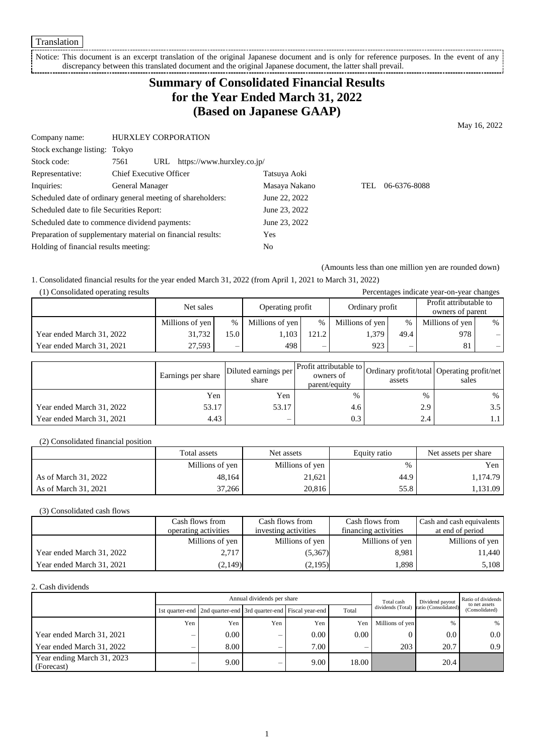Translation

Notice: This document is an excerpt translation of the original Japanese document and is only for reference purposes. In the event of any discrepancy between this translated document and the original Japanese document, the latter shall prevail.

# Summary of Consolidated Financial Results for the Year Ended March 31, 2022 (Based on Japanese GAAP)

May 16, 2022

| | | | |
|---|---|---|---|
| Company name: | HURXLEY CORPORATION | | |
| Stock exchange listing: | Tokyo | | |
| Stock code: | 7561 URL https://www.hurxley.co.jp/ | | |
| Representative: | Chief Executive Officer | Tatsuya Aoki | |
| Inquiries: | General Manager | Masaya Nakano | TEL 06-6376-8088 |
| Scheduled date of ordinary general meeting of shareholders: | | June 22, 2022 | |
| Scheduled date to file Securities Report: | | June 23, 2022 | |
| Scheduled date to commence dividend payments: | | June 23, 2022 | |
| Preparation of supplementary material on financial results: | | Yes | |
| Holding of financial results meeting: | | No | |

(Amounts less than one million yen are rounded down)

1. Consolidated financial results for the year ended March 31, 2022 (from April 1, 2021 to March 31, 2022)

(1) Consolidated operating results

Percentages indicate year-on-year changes

| | Net sales | | Operating profit | | Ordinary profit | | Profit attributable to owners of parent | |
|---|---|---|---|---|---|---|---|---|
| | Millions of yen | % | Millions of yen | % | Millions of yen | % | Millions of yen | % |
| Year ended March 31, 2022 | 31,732 | 15.0 | 1,103 | 121.2 | 1,379 | 49.4 | 978 | – |
| Year ended March 31, 2021 | 27,593 | – | 498 | – | 923 | – | 81 | – |

| | Earnings per share | Diluted earnings per share | Profit attributable to owners of parent/equity | Ordinary profit/total assets | Operating profit/net sales |
|---|---|---|---|---|---|
| | Yen | Yen | % | % | % |
| Year ended March 31, 2022 | 53.17 | 53.17 | 4.6 | 2.9 | 3.5 |
| Year ended March 31, 2021 | 4.43 | – | 0.3 | 2.4 | 1.1 |

(2) Consolidated financial position

| | Total assets | Net assets | Equity ratio | Net assets per share |
|---|---|---|---|---|
| | Millions of yen | Millions of yen | % | Yen |
| As of March 31, 2022 | 48,164 | 21,621 | 44.9 | 1,174.79 |
| As of March 31, 2021 | 37,266 | 20,816 | 55.8 | 1,131.09 |

(3) Consolidated cash flows

| | Cash flows from operating activities | Cash flows from investing activities | Cash flows from financing activities | Cash and cash equivalents at end of period |
|---|---|---|---|---|
| | Millions of yen | Millions of yen | Millions of yen | Millions of yen |
| Year ended March 31, 2022 | 2,717 | (5,367) | 8,981 | 11,440 |
| Year ended March 31, 2021 | (2,149) | (2,195) | 1,898 | 5,108 |

2. Cash dividends

| | Annual dividends per share | | | | | Total cash dividends (Total) | Dividend payout ratio (Consolidated) | Ratio of dividends to net assets (Consolidated) |
|---|---|---|---|---|---|---|---|---|
| | 1st quarter-end | 2nd quarter-end | 3rd quarter-end | Fiscal year-end | Total | | | |
| | Yen | Yen | Yen | Yen | Yen | Millions of yen | % | % |
| Year ended March 31, 2021 | – | 0.00 | – | 0.00 | 0.00 | 0 | 0.0 | 0.0 |
| Year ended March 31, 2022 | – | 8.00 | – | 7.00 | – | 203 | 20.7 | 0.9 |
| Year ending March 31, 2023 (Forecast) | – | 9.00 | – | 9.00 | 18.00 | | 20.4 | |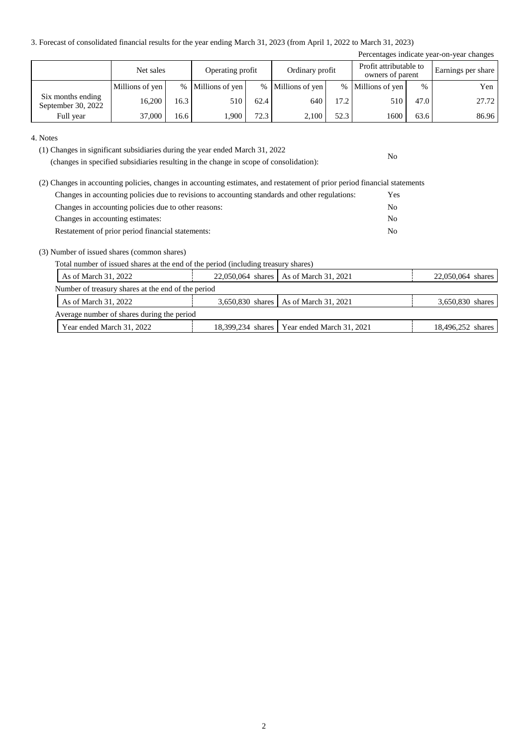3. Forecast of consolidated financial results for the year ending March 31, 2023 (from April 1, 2022 to March 31, 2023)

Percentages indicate year-on-year changes

| | Net sales | | Operating profit | | Ordinary profit | | Profit attributable to owners of parent | | Earnings per share |
|---|---|---|---|---|---|---|---|---|---|
| | Millions of yen | % | Millions of yen | % | Millions of yen | % | Millions of yen | % | Yen |
| Six months ending September 30, 2022 | 16,200 | 16.3 | 510 | 62.4 | 640 | 17.2 | 510 | 47.0 | 27.72 |
| Full year | 37,000 | 16.6 | 1,900 | 72.3 | 2,100 | 52.3 | 1600 | 63.6 | 86.96 |

4. Notes

(1) Changes in significant subsidiaries during the year ended March 31, 2022
(changes in specified subsidiaries resulting in the change in scope of consolidation): No

(2) Changes in accounting policies, changes in accounting estimates, and restatement of prior period financial statements

| | |
|---|---|
| Changes in accounting policies due to revisions to accounting standards and other regulations: | Yes |
| Changes in accounting policies due to other reasons: | No |
| Changes in accounting estimates: | No |
| Restatement of prior period financial statements: | No |

(3) Number of issued shares (common shares)

Total number of issued shares at the end of the period (including treasury shares)

| | | | |
|---|---|---|---|
| As of March 31, 2022 | 22,050,064 shares | As of March 31, 2021 | 22,050,064 shares |

Number of treasury shares at the end of the period

| | | | |
|---|---|---|---|
| As of March 31, 2022 | 3,650,830 shares | As of March 31, 2021 | 3,650,830 shares |

Average number of shares during the period

| | | | |
|---|---|---|---|
| Year ended March 31, 2022 | 18,399,234 shares | Year ended March 31, 2021 | 18,496,252 shares |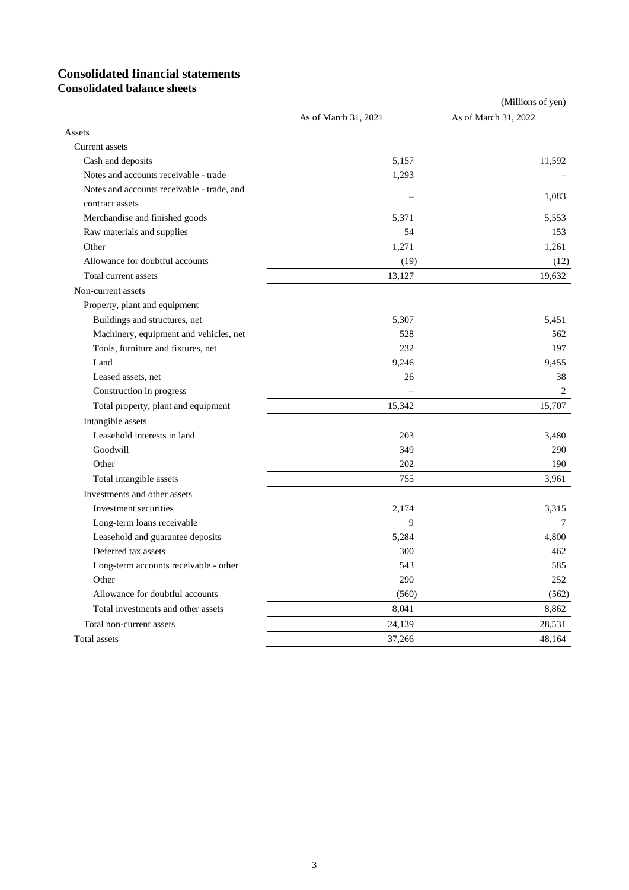# Consolidated financial statements

## Consolidated balance sheets

(Millions of yen)

| | As of March 31, 2021 | As of March 31, 2022 |
|---|---|---|
| Assets | | |
| Current assets | | |
| Cash and deposits | 5,157 | 11,592 |
| Notes and accounts receivable - trade | 1,293 | – |
| Notes and accounts receivable - trade, and contract assets | – | 1,083 |
| Merchandise and finished goods | 5,371 | 5,553 |
| Raw materials and supplies | 54 | 153 |
| Other | 1,271 | 1,261 |
| Allowance for doubtful accounts | (19) | (12) |
| Total current assets | 13,127 | 19,632 |
| Non-current assets | | |
| Property, plant and equipment | | |
| Buildings and structures, net | 5,307 | 5,451 |
| Machinery, equipment and vehicles, net | 528 | 562 |
| Tools, furniture and fixtures, net | 232 | 197 |
| Land | 9,246 | 9,455 |
| Leased assets, net | 26 | 38 |
| Construction in progress | – | 2 |
| Total property, plant and equipment | 15,342 | 15,707 |
| Intangible assets | | |
| Leasehold interests in land | 203 | 3,480 |
| Goodwill | 349 | 290 |
| Other | 202 | 190 |
| Total intangible assets | 755 | 3,961 |
| Investments and other assets | | |
| Investment securities | 2,174 | 3,315 |
| Long-term loans receivable | 9 | 7 |
| Leasehold and guarantee deposits | 5,284 | 4,800 |
| Deferred tax assets | 300 | 462 |
| Long-term accounts receivable - other | 543 | 585 |
| Other | 290 | 252 |
| Allowance for doubtful accounts | (560) | (562) |
| Total investments and other assets | 8,041 | 8,862 |
| Total non-current assets | 24,139 | 28,531 |
| Total assets | 37,266 | 48,164 |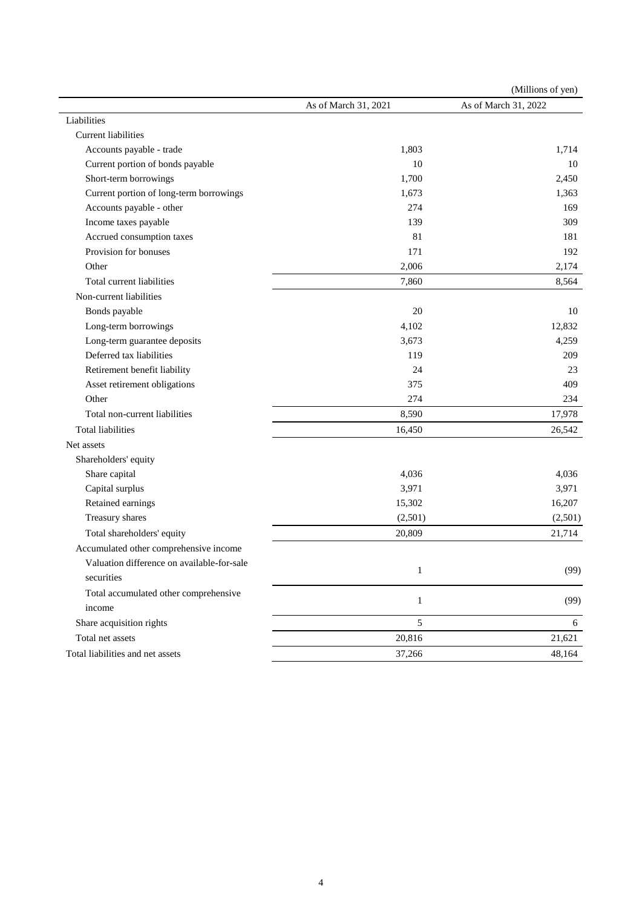(Millions of yen)

| | As of March 31, 2021 | As of March 31, 2022 |
|---|---|---|
| Liabilities | | |
| Current liabilities | | |
| Accounts payable - trade | 1,803 | 1,714 |
| Current portion of bonds payable | 10 | 10 |
| Short-term borrowings | 1,700 | 2,450 |
| Current portion of long-term borrowings | 1,673 | 1,363 |
| Accounts payable - other | 274 | 169 |
| Income taxes payable | 139 | 309 |
| Accrued consumption taxes | 81 | 181 |
| Provision for bonuses | 171 | 192 |
| Other | 2,006 | 2,174 |
| Total current liabilities | 7,860 | 8,564 |
| Non-current liabilities | | |
| Bonds payable | 20 | 10 |
| Long-term borrowings | 4,102 | 12,832 |
| Long-term guarantee deposits | 3,673 | 4,259 |
| Deferred tax liabilities | 119 | 209 |
| Retirement benefit liability | 24 | 23 |
| Asset retirement obligations | 375 | 409 |
| Other | 274 | 234 |
| Total non-current liabilities | 8,590 | 17,978 |
| Total liabilities | 16,450 | 26,542 |
| Net assets | | |
| Shareholders' equity | | |
| Share capital | 4,036 | 4,036 |
| Capital surplus | 3,971 | 3,971 |
| Retained earnings | 15,302 | 16,207 |
| Treasury shares | (2,501) | (2,501) |
| Total shareholders' equity | 20,809 | 21,714 |
| Accumulated other comprehensive income | | |
| Valuation difference on available-for-sale securities | 1 | (99) |
| Total accumulated other comprehensive income | 1 | (99) |
| Share acquisition rights | 5 | 6 |
| Total net assets | 20,816 | 21,621 |
| Total liabilities and net assets | 37,266 | 48,164 |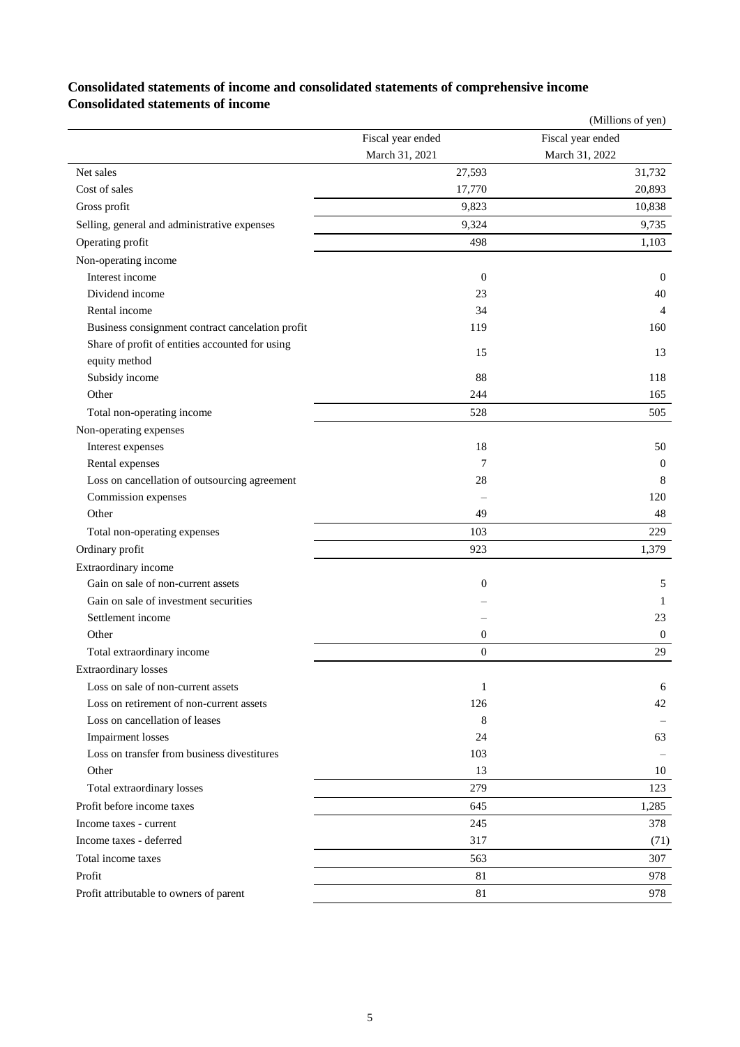## Consolidated statements of income and consolidated statements of comprehensive income

### Consolidated statements of income

(Millions of yen)

| | Fiscal year ended March 31, 2021 | Fiscal year ended March 31, 2022 |
|---|---|---|
| Net sales | 27,593 | 31,732 |
| Cost of sales | 17,770 | 20,893 |
| Gross profit | 9,823 | 10,838 |
| Selling, general and administrative expenses | 9,324 | 9,735 |
| Operating profit | 498 | 1,103 |
| Non-operating income | | |
| Interest income | 0 | 0 |
| Dividend income | 23 | 40 |
| Rental income | 34 | 4 |
| Business consignment contract cancelation profit | 119 | 160 |
| Share of profit of entities accounted for using equity method | 15 | 13 |
| Subsidy income | 88 | 118 |
| Other | 244 | 165 |
| Total non-operating income | 528 | 505 |
| Non-operating expenses | | |
| Interest expenses | 18 | 50 |
| Rental expenses | 7 | 0 |
| Loss on cancellation of outsourcing agreement | 28 | 8 |
| Commission expenses | – | 120 |
| Other | 49 | 48 |
| Total non-operating expenses | 103 | 229 |
| Ordinary profit | 923 | 1,379 |
| Extraordinary income | | |
| Gain on sale of non-current assets | 0 | 5 |
| Gain on sale of investment securities | – | 1 |
| Settlement income | – | 23 |
| Other | 0 | 0 |
| Total extraordinary income | 0 | 29 |
| Extraordinary losses | | |
| Loss on sale of non-current assets | 1 | 6 |
| Loss on retirement of non-current assets | 126 | 42 |
| Loss on cancellation of leases | 8 | – |
| Impairment losses | 24 | 63 |
| Loss on transfer from business divestitures | 103 | – |
| Other | 13 | 10 |
| Total extraordinary losses | 279 | 123 |
| Profit before income taxes | 645 | 1,285 |
| Income taxes - current | 245 | 378 |
| Income taxes - deferred | 317 | (71) |
| Total income taxes | 563 | 307 |
| Profit | 81 | 978 |
| Profit attributable to owners of parent | 81 | 978 |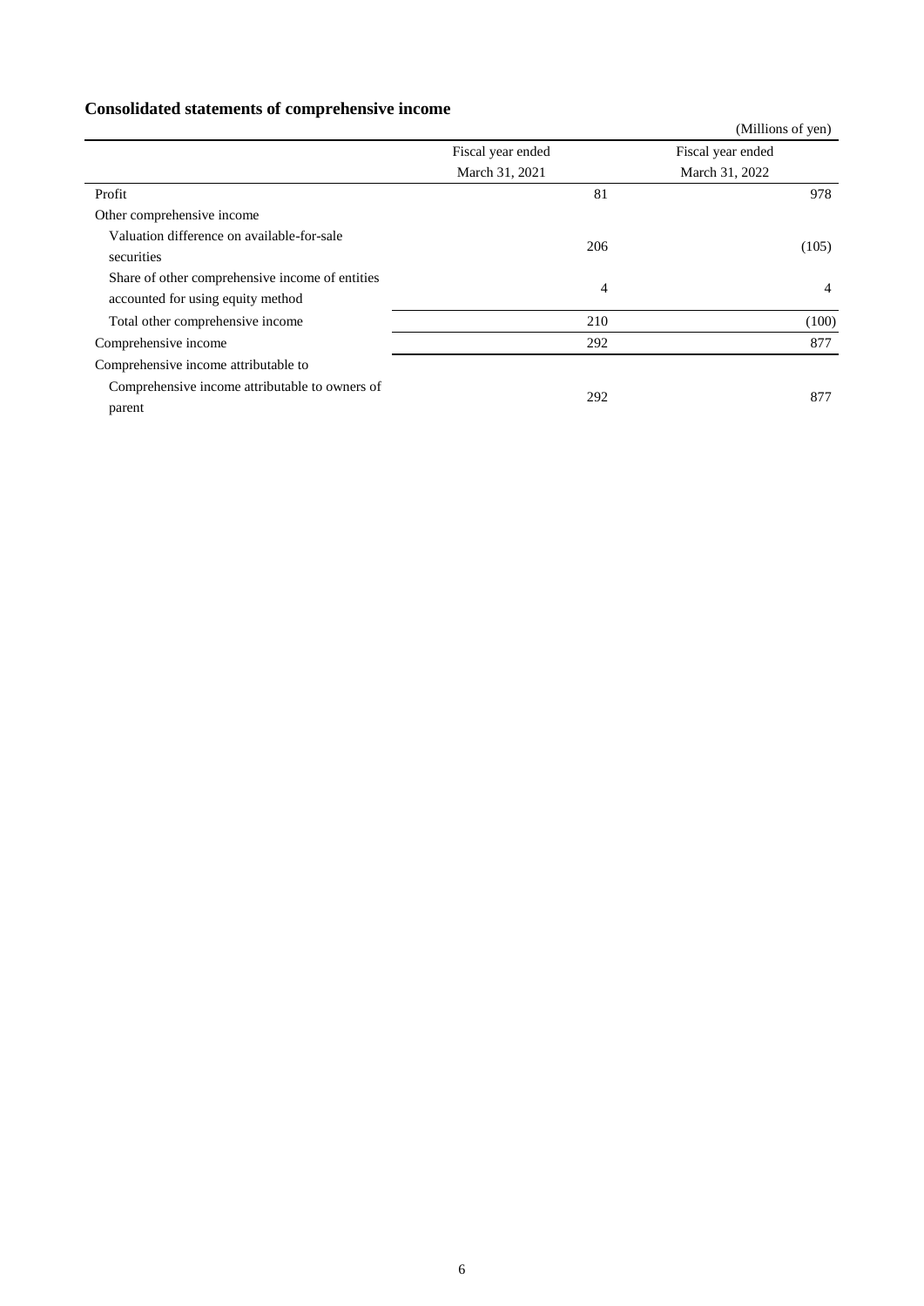## Consolidated statements of comprehensive income

(Millions of yen)

| | Fiscal year ended March 31, 2021 | Fiscal year ended March 31, 2022 |
|---|---|---|
| Profit | 81 | 978 |
| Other comprehensive income | | |
| Valuation difference on available-for-sale securities | 206 | (105) |
| Share of other comprehensive income of entities accounted for using equity method | 4 | 4 |
| Total other comprehensive income | 210 | (100) |
| Comprehensive income | 292 | 877 |
| Comprehensive income attributable to | | |
| Comprehensive income attributable to owners of parent | 292 | 877 |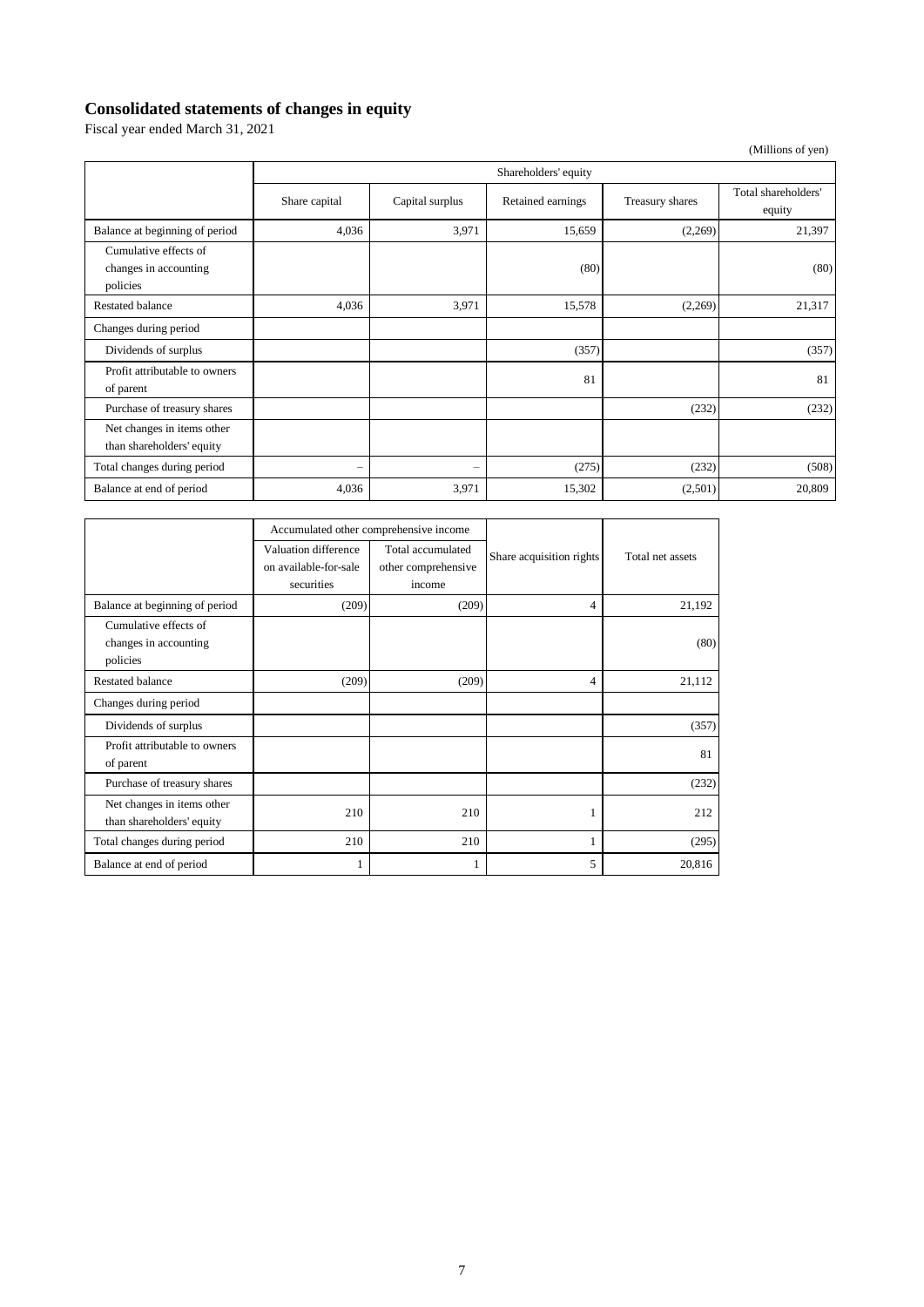## Consolidated statements of changes in equity

Fiscal year ended March 31, 2021

(Millions of yen)

| | Shareholders' equity | | | | |
|---|---|---|---|---|---|
| | Share capital | Capital surplus | Retained earnings | Treasury shares | Total shareholders' equity |
| Balance at beginning of period | 4,036 | 3,971 | 15,659 | (2,269) | 21,397 |
| Cumulative effects of changes in accounting policies | | | (80) | | (80) |
| Restated balance | 4,036 | 3,971 | 15,578 | (2,269) | 21,317 |
| Changes during period | | | | | |
| Dividends of surplus | | | (357) | | (357) |
| Profit attributable to owners of parent | | | 81 | | 81 |
| Purchase of treasury shares | | | | (232) | (232) |
| Net changes in items other than shareholders' equity | | | | | |
| Total changes during period | – | – | (275) | (232) | (508) |
| Balance at end of period | 4,036 | 3,971 | 15,302 | (2,501) | 20,809 |

| | Accumulated other comprehensive income | | Share acquisition rights | Total net assets |
|---|---|---|---|---|
| | Valuation difference on available-for-sale securities | Total accumulated other comprehensive income | | |
| Balance at beginning of period | (209) | (209) | 4 | 21,192 |
| Cumulative effects of changes in accounting policies | | | | (80) |
| Restated balance | (209) | (209) | 4 | 21,112 |
| Changes during period | | | | |
| Dividends of surplus | | | | (357) |
| Profit attributable to owners of parent | | | | 81 |
| Purchase of treasury shares | | | | (232) |
| Net changes in items other than shareholders' equity | 210 | 210 | 1 | 212 |
| Total changes during period | 210 | 210 | 1 | (295) |
| Balance at end of period | 1 | 1 | 5 | 20,816 |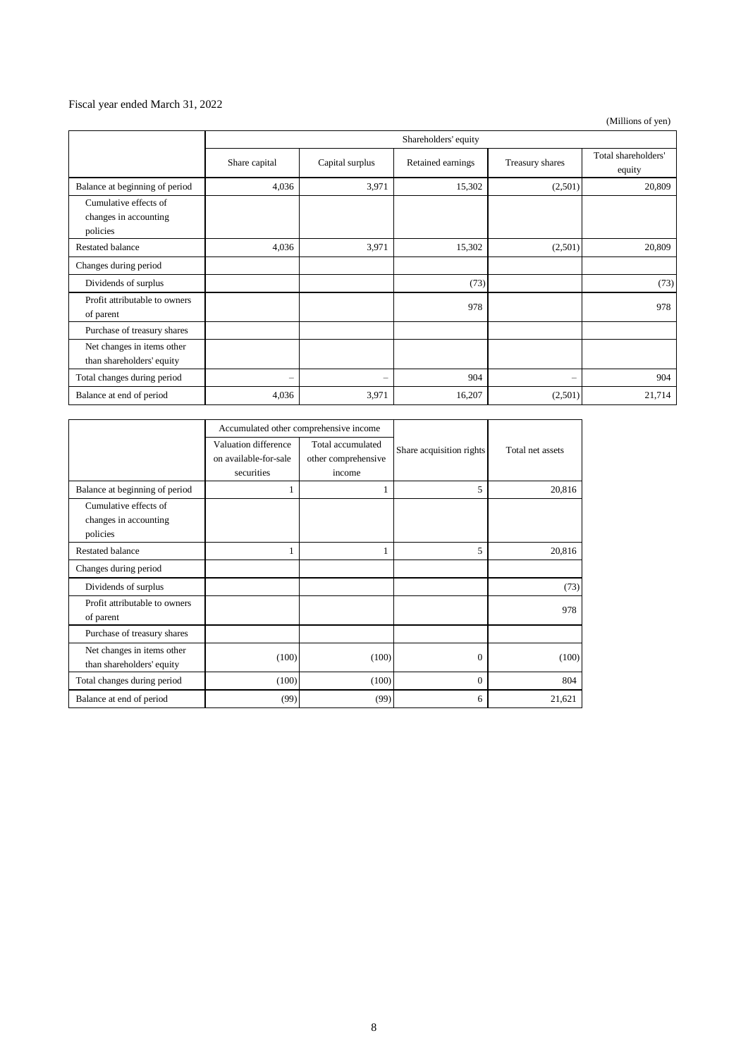Fiscal year ended March 31, 2022

(Millions of yen)

| | Shareholders' equity | | | | |
|---|---|---|---|---|---|
| | Share capital | Capital surplus | Retained earnings | Treasury shares | Total shareholders' equity |
| Balance at beginning of period | 4,036 | 3,971 | 15,302 | (2,501) | 20,809 |
| Cumulative effects of changes in accounting policies | | | | | |
| Restated balance | 4,036 | 3,971 | 15,302 | (2,501) | 20,809 |
| Changes during period | | | | | |
| Dividends of surplus | | | (73) | | (73) |
| Profit attributable to owners of parent | | | 978 | | 978 |
| Purchase of treasury shares | | | | | |
| Net changes in items other than shareholders' equity | | | | | |
| Total changes during period | – | – | 904 | – | 904 |
| Balance at end of period | 4,036 | 3,971 | 16,207 | (2,501) | 21,714 |

| | Accumulated other comprehensive income | | Share acquisition rights | Total net assets |
|---|---|---|---|---|
| | Valuation difference on available-for-sale securities | Total accumulated other comprehensive income | | |
| Balance at beginning of period | 1 | 1 | 5 | 20,816 |
| Cumulative effects of changes in accounting policies | | | | |
| Restated balance | 1 | 1 | 5 | 20,816 |
| Changes during period | | | | |
| Dividends of surplus | | | | (73) |
| Profit attributable to owners of parent | | | | 978 |
| Purchase of treasury shares | | | | |
| Net changes in items other than shareholders' equity | (100) | (100) | 0 | (100) |
| Total changes during period | (100) | (100) | 0 | 804 |
| Balance at end of period | (99) | (99) | 6 | 21,621 |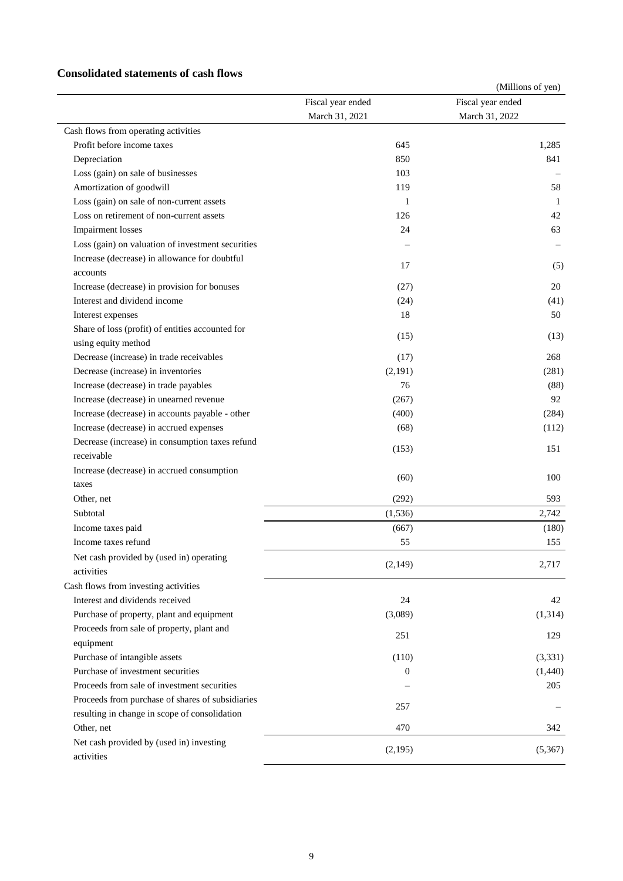## Consolidated statements of cash flows

(Millions of yen)

| | Fiscal year ended March 31, 2021 | Fiscal year ended March 31, 2022 |
|---|---|---|
| Cash flows from operating activities | | |
| Profit before income taxes | 645 | 1,285 |
| Depreciation | 850 | 841 |
| Loss (gain) on sale of businesses | 103 | – |
| Amortization of goodwill | 119 | 58 |
| Loss (gain) on sale of non-current assets | 1 | 1 |
| Loss on retirement of non-current assets | 126 | 42 |
| Impairment losses | 24 | 63 |
| Loss (gain) on valuation of investment securities | – | – |
| Increase (decrease) in allowance for doubtful accounts | 17 | (5) |
| Increase (decrease) in provision for bonuses | (27) | 20 |
| Interest and dividend income | (24) | (41) |
| Interest expenses | 18 | 50 |
| Share of loss (profit) of entities accounted for using equity method | (15) | (13) |
| Decrease (increase) in trade receivables | (17) | 268 |
| Decrease (increase) in inventories | (2,191) | (281) |
| Increase (decrease) in trade payables | 76 | (88) |
| Increase (decrease) in unearned revenue | (267) | 92 |
| Increase (decrease) in accounts payable - other | (400) | (284) |
| Increase (decrease) in accrued expenses | (68) | (112) |
| Decrease (increase) in consumption taxes refund receivable | (153) | 151 |
| Increase (decrease) in accrued consumption taxes | (60) | 100 |
| Other, net | (292) | 593 |
| Subtotal | (1,536) | 2,742 |
| Income taxes paid | (667) | (180) |
| Income taxes refund | 55 | 155 |
| Net cash provided by (used in) operating activities | (2,149) | 2,717 |
| Cash flows from investing activities | | |
| Interest and dividends received | 24 | 42 |
| Purchase of property, plant and equipment | (3,089) | (1,314) |
| Proceeds from sale of property, plant and equipment | 251 | 129 |
| Purchase of intangible assets | (110) | (3,331) |
| Purchase of investment securities | 0 | (1,440) |
| Proceeds from sale of investment securities | – | 205 |
| Proceeds from purchase of shares of subsidiaries resulting in change in scope of consolidation | 257 | – |
| Other, net | 470 | 342 |
| Net cash provided by (used in) investing activities | (2,195) | (5,367) |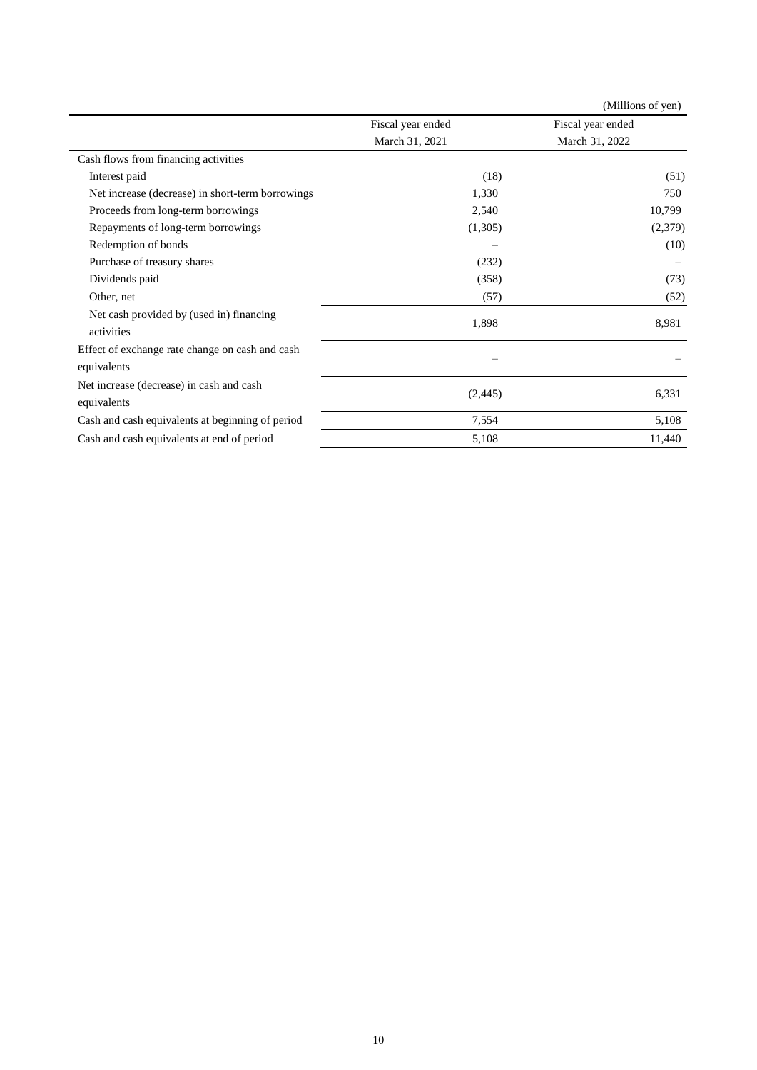(Millions of yen)

| | Fiscal year ended March 31, 2021 | Fiscal year ended March 31, 2022 |
|---|---|---|
| Cash flows from financing activities | | |
| Interest paid | (18) | (51) |
| Net increase (decrease) in short-term borrowings | 1,330 | 750 |
| Proceeds from long-term borrowings | 2,540 | 10,799 |
| Repayments of long-term borrowings | (1,305) | (2,379) |
| Redemption of bonds | – | (10) |
| Purchase of treasury shares | (232) | – |
| Dividends paid | (358) | (73) |
| Other, net | (57) | (52) |
| Net cash provided by (used in) financing activities | 1,898 | 8,981 |
| Effect of exchange rate change on cash and cash equivalents | – | – |
| Net increase (decrease) in cash and cash equivalents | (2,445) | 6,331 |
| Cash and cash equivalents at beginning of period | 7,554 | 5,108 |
| Cash and cash equivalents at end of period | 5,108 | 11,440 |